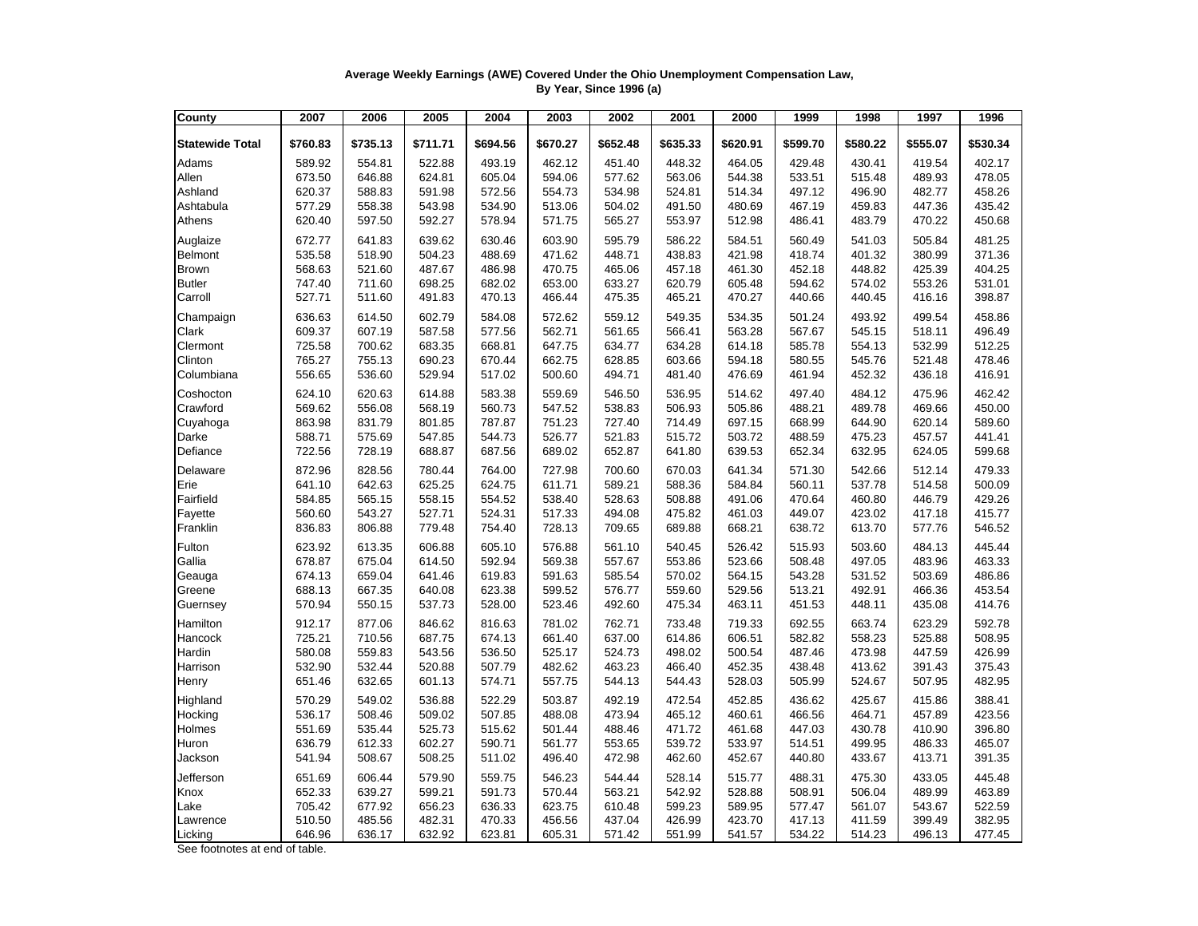**Average Weekly Earnings (AWE) Covered Under the Ohio Unemployment Compensation Law, By Year, Since 1996 (a)**

| County | 2007 | 2006 | 2005 | 2004 | 2003 | 2002 | 2001 | 2000 | 1999 | 1998 | 1997 | 1996 |
|---|---|---|---|---|---|---|---|---|---|---|---|---|
| **Statewide Total** | **$760.83** | **$735.13** | **$711.71** | **$694.56** | **$670.27** | **$652.48** | **$635.33** | **$620.91** | **$599.70** | **$580.22** | **$555.07** | **$530.34** |
| Adams | 589.92 | 554.81 | 522.88 | 493.19 | 462.12 | 451.40 | 448.32 | 464.05 | 429.48 | 430.41 | 419.54 | 402.17 |
| Allen | 673.50 | 646.88 | 624.81 | 605.04 | 594.06 | 577.62 | 563.06 | 544.38 | 533.51 | 515.48 | 489.93 | 478.05 |
| Ashland | 620.37 | 588.83 | 591.98 | 572.56 | 554.73 | 534.98 | 524.81 | 514.34 | 497.12 | 496.90 | 482.77 | 458.26 |
| Ashtabula | 577.29 | 558.38 | 543.98 | 534.90 | 513.06 | 504.02 | 491.50 | 480.69 | 467.19 | 459.83 | 447.36 | 435.42 |
| Athens | 620.40 | 597.50 | 592.27 | 578.94 | 571.75 | 565.27 | 553.97 | 512.98 | 486.41 | 483.79 | 470.22 | 450.68 |
| Auglaize | 672.77 | 641.83 | 639.62 | 630.46 | 603.90 | 595.79 | 586.22 | 584.51 | 560.49 | 541.03 | 505.84 | 481.25 |
| Belmont | 535.58 | 518.90 | 504.23 | 488.69 | 471.62 | 448.71 | 438.83 | 421.98 | 418.74 | 401.32 | 380.99 | 371.36 |
| Brown | 568.63 | 521.60 | 487.67 | 486.98 | 470.75 | 465.06 | 457.18 | 461.30 | 452.18 | 448.82 | 425.39 | 404.25 |
| Butler | 747.40 | 711.60 | 698.25 | 682.02 | 653.00 | 633.27 | 620.79 | 605.48 | 594.62 | 574.02 | 553.26 | 531.01 |
| Carroll | 527.71 | 511.60 | 491.83 | 470.13 | 466.44 | 475.35 | 465.21 | 470.27 | 440.66 | 440.45 | 416.16 | 398.87 |
| Champaign | 636.63 | 614.50 | 602.79 | 584.08 | 572.62 | 559.12 | 549.35 | 534.35 | 501.24 | 493.92 | 499.54 | 458.86 |
| Clark | 609.37 | 607.19 | 587.58 | 577.56 | 562.71 | 561.65 | 566.41 | 563.28 | 567.67 | 545.15 | 518.11 | 496.49 |
| Clermont | 725.58 | 700.62 | 683.35 | 668.81 | 647.75 | 634.77 | 634.28 | 614.18 | 585.78 | 554.13 | 532.99 | 512.25 |
| Clinton | 765.27 | 755.13 | 690.23 | 670.44 | 662.75 | 628.85 | 603.66 | 594.18 | 580.55 | 545.76 | 521.48 | 478.46 |
| Columbiana | 556.65 | 536.60 | 529.94 | 517.02 | 500.60 | 494.71 | 481.40 | 476.69 | 461.94 | 452.32 | 436.18 | 416.91 |
| Coshocton | 624.10 | 620.63 | 614.88 | 583.38 | 559.69 | 546.50 | 536.95 | 514.62 | 497.40 | 484.12 | 475.96 | 462.42 |
| Crawford | 569.62 | 556.08 | 568.19 | 560.73 | 547.52 | 538.83 | 506.93 | 505.86 | 488.21 | 489.78 | 469.66 | 450.00 |
| Cuyahoga | 863.98 | 831.79 | 801.85 | 787.87 | 751.23 | 727.40 | 714.49 | 697.15 | 668.99 | 644.90 | 620.14 | 589.60 |
| Darke | 588.71 | 575.69 | 547.85 | 544.73 | 526.77 | 521.83 | 515.72 | 503.72 | 488.59 | 475.23 | 457.57 | 441.41 |
| Defiance | 722.56 | 728.19 | 688.87 | 687.56 | 689.02 | 652.87 | 641.80 | 639.53 | 652.34 | 632.95 | 624.05 | 599.68 |
| Delaware | 872.96 | 828.56 | 780.44 | 764.00 | 727.98 | 700.60 | 670.03 | 641.34 | 571.30 | 542.66 | 512.14 | 479.33 |
| Erie | 641.10 | 642.63 | 625.25 | 624.75 | 611.71 | 589.21 | 588.36 | 584.84 | 560.11 | 537.78 | 514.58 | 500.09 |
| Fairfield | 584.85 | 565.15 | 558.15 | 554.52 | 538.40 | 528.63 | 508.88 | 491.06 | 470.64 | 460.80 | 446.79 | 429.26 |
| Fayette | 560.60 | 543.27 | 527.71 | 524.31 | 517.33 | 494.08 | 475.82 | 461.03 | 449.07 | 423.02 | 417.18 | 415.77 |
| Franklin | 836.83 | 806.88 | 779.48 | 754.40 | 728.13 | 709.65 | 689.88 | 668.21 | 638.72 | 613.70 | 577.76 | 546.52 |
| Fulton | 623.92 | 613.35 | 606.88 | 605.10 | 576.88 | 561.10 | 540.45 | 526.42 | 515.93 | 503.60 | 484.13 | 445.44 |
| Gallia | 678.87 | 675.04 | 614.50 | 592.94 | 569.38 | 557.67 | 553.86 | 523.66 | 508.48 | 497.05 | 483.96 | 463.33 |
| Geauga | 674.13 | 659.04 | 641.46 | 619.83 | 591.63 | 585.54 | 570.02 | 564.15 | 543.28 | 531.52 | 503.69 | 486.86 |
| Greene | 688.13 | 667.35 | 640.08 | 623.38 | 599.52 | 576.77 | 559.60 | 529.56 | 513.21 | 492.91 | 466.36 | 453.54 |
| Guernsey | 570.94 | 550.15 | 537.73 | 528.00 | 523.46 | 492.60 | 475.34 | 463.11 | 451.53 | 448.11 | 435.08 | 414.76 |
| Hamilton | 912.17 | 877.06 | 846.62 | 816.63 | 781.02 | 762.71 | 733.48 | 719.33 | 692.55 | 663.74 | 623.29 | 592.78 |
| Hancock | 725.21 | 710.56 | 687.75 | 674.13 | 661.40 | 637.00 | 614.86 | 606.51 | 582.82 | 558.23 | 525.88 | 508.95 |
| Hardin | 580.08 | 559.83 | 543.56 | 536.50 | 525.17 | 524.73 | 498.02 | 500.54 | 487.46 | 473.98 | 447.59 | 426.99 |
| Harrison | 532.90 | 532.44 | 520.88 | 507.79 | 482.62 | 463.23 | 466.40 | 452.35 | 438.48 | 413.62 | 391.43 | 375.43 |
| Henry | 651.46 | 632.65 | 601.13 | 574.71 | 557.75 | 544.13 | 544.43 | 528.03 | 505.99 | 524.67 | 507.95 | 482.95 |
| Highland | 570.29 | 549.02 | 536.88 | 522.29 | 503.87 | 492.19 | 472.54 | 452.85 | 436.62 | 425.67 | 415.86 | 388.41 |
| Hocking | 536.17 | 508.46 | 509.02 | 507.85 | 488.08 | 473.94 | 465.12 | 460.61 | 466.56 | 464.71 | 457.89 | 423.56 |
| Holmes | 551.69 | 535.44 | 525.73 | 515.62 | 501.44 | 488.46 | 471.72 | 461.68 | 447.03 | 430.78 | 410.90 | 396.80 |
| Huron | 636.79 | 612.33 | 602.27 | 590.71 | 561.77 | 553.65 | 539.72 | 533.97 | 514.51 | 499.95 | 486.33 | 465.07 |
| Jackson | 541.94 | 508.67 | 508.25 | 511.02 | 496.40 | 472.98 | 462.60 | 452.67 | 440.80 | 433.67 | 413.71 | 391.35 |
| Jefferson | 651.69 | 606.44 | 579.90 | 559.75 | 546.23 | 544.44 | 528.14 | 515.77 | 488.31 | 475.30 | 433.05 | 445.48 |
| Knox | 652.33 | 639.27 | 599.21 | 591.73 | 570.44 | 563.21 | 542.92 | 528.88 | 508.91 | 506.04 | 489.99 | 463.89 |
| Lake | 705.42 | 677.92 | 656.23 | 636.33 | 623.75 | 610.48 | 599.23 | 589.95 | 577.47 | 561.07 | 543.67 | 522.59 |
| Lawrence | 510.50 | 485.56 | 482.31 | 470.33 | 456.56 | 437.04 | 426.99 | 423.70 | 417.13 | 411.59 | 399.49 | 382.95 |
| Licking | 646.96 | 636.17 | 632.92 | 623.81 | 605.31 | 571.42 | 551.99 | 541.57 | 534.22 | 514.23 | 496.13 | 477.45 |

See footnotes at end of table.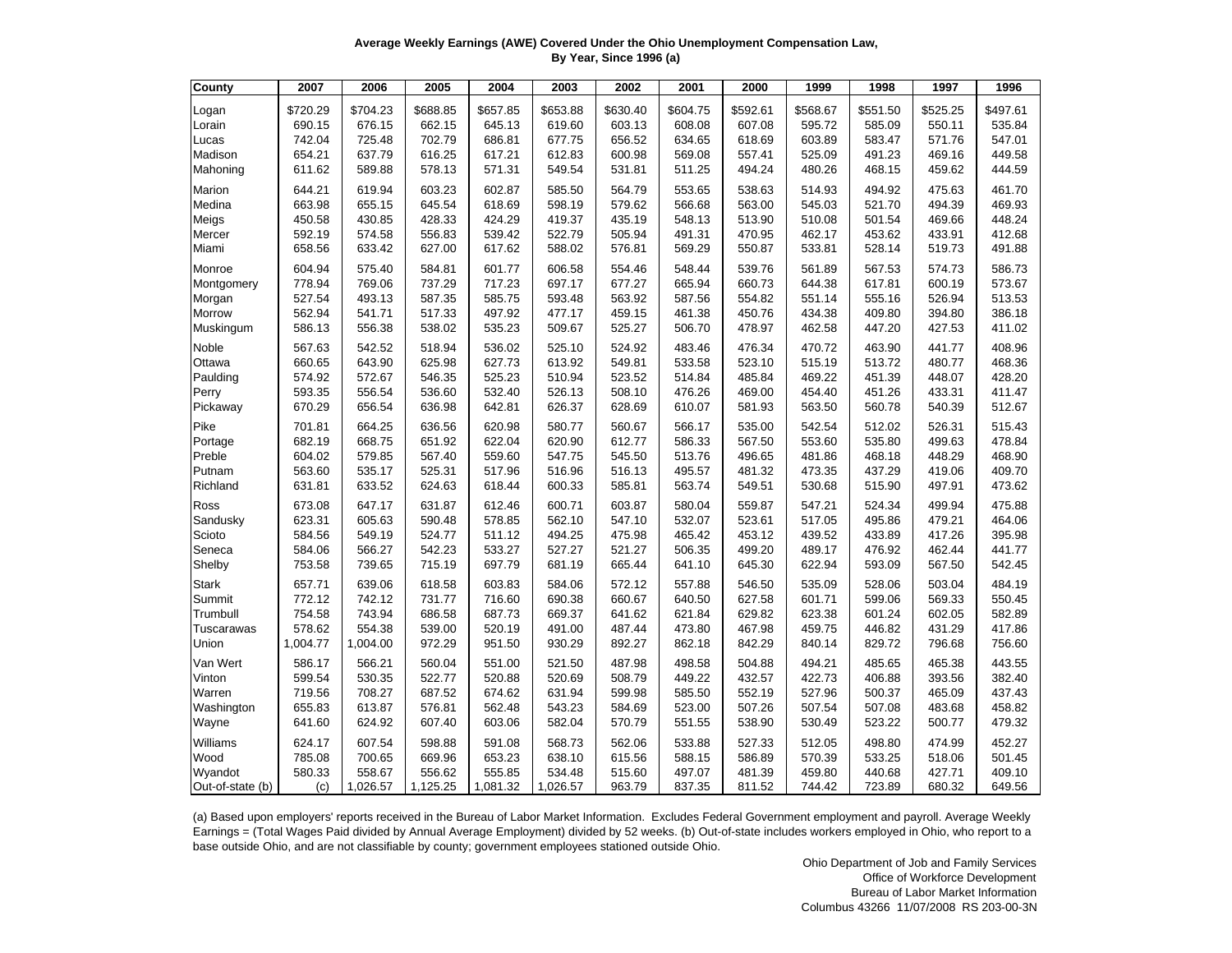**Average Weekly Earnings (AWE) Covered Under the Ohio Unemployment Compensation Law, By Year, Since 1996 (a)**

| County | 2007 | 2006 | 2005 | 2004 | 2003 | 2002 | 2001 | 2000 | 1999 | 1998 | 1997 | 1996 |
|---|---|---|---|---|---|---|---|---|---|---|---|---|
| Logan | $720.29 | $704.23 | $688.85 | $657.85 | $653.88 | $630.40 | $604.75 | $592.61 | $568.67 | $551.50 | $525.25 | $497.61 |
| Lorain | 690.15 | 676.15 | 662.15 | 645.13 | 619.60 | 603.13 | 608.08 | 607.08 | 595.72 | 585.09 | 550.11 | 535.84 |
| Lucas | 742.04 | 725.48 | 702.79 | 686.81 | 677.75 | 656.52 | 634.65 | 618.69 | 603.89 | 583.47 | 571.76 | 547.01 |
| Madison | 654.21 | 637.79 | 616.25 | 617.21 | 612.83 | 600.98 | 569.08 | 557.41 | 525.09 | 491.23 | 469.16 | 449.58 |
| Mahoning | 611.62 | 589.88 | 578.13 | 571.31 | 549.54 | 531.81 | 511.25 | 494.24 | 480.26 | 468.15 | 459.62 | 444.59 |
| Marion | 644.21 | 619.94 | 603.23 | 602.87 | 585.50 | 564.79 | 553.65 | 538.63 | 514.93 | 494.92 | 475.63 | 461.70 |
| Medina | 663.98 | 655.15 | 645.54 | 618.69 | 598.19 | 579.62 | 566.68 | 563.00 | 545.03 | 521.70 | 494.39 | 469.93 |
| Meigs | 450.58 | 430.85 | 428.33 | 424.29 | 419.37 | 435.19 | 548.13 | 513.90 | 510.08 | 501.54 | 469.66 | 448.24 |
| Mercer | 592.19 | 574.58 | 556.83 | 539.42 | 522.79 | 505.94 | 491.31 | 470.95 | 462.17 | 453.62 | 433.91 | 412.68 |
| Miami | 658.56 | 633.42 | 627.00 | 617.62 | 588.02 | 576.81 | 569.29 | 550.87 | 533.81 | 528.14 | 519.73 | 491.88 |
| Monroe | 604.94 | 575.40 | 584.81 | 601.77 | 606.58 | 554.46 | 548.44 | 539.76 | 561.89 | 567.53 | 574.73 | 586.73 |
| Montgomery | 778.94 | 769.06 | 737.29 | 717.23 | 697.17 | 677.27 | 665.94 | 660.73 | 644.38 | 617.81 | 600.19 | 573.67 |
| Morgan | 527.54 | 493.13 | 587.35 | 585.75 | 593.48 | 563.92 | 587.56 | 554.82 | 551.14 | 555.16 | 526.94 | 513.53 |
| Morrow | 562.94 | 541.71 | 517.33 | 497.92 | 477.17 | 459.15 | 461.38 | 450.76 | 434.38 | 409.80 | 394.80 | 386.18 |
| Muskingum | 586.13 | 556.38 | 538.02 | 535.23 | 509.67 | 525.27 | 506.70 | 478.97 | 462.58 | 447.20 | 427.53 | 411.02 |
| Noble | 567.63 | 542.52 | 518.94 | 536.02 | 525.10 | 524.92 | 483.46 | 476.34 | 470.72 | 463.90 | 441.77 | 408.96 |
| Ottawa | 660.65 | 643.90 | 625.98 | 627.73 | 613.92 | 549.81 | 533.58 | 523.10 | 515.19 | 513.72 | 480.77 | 468.36 |
| Paulding | 574.92 | 572.67 | 546.35 | 525.23 | 510.94 | 523.52 | 514.84 | 485.84 | 469.22 | 451.39 | 448.07 | 428.20 |
| Perry | 593.35 | 556.54 | 536.60 | 532.40 | 526.13 | 508.10 | 476.26 | 469.00 | 454.40 | 451.26 | 433.31 | 411.47 |
| Pickaway | 670.29 | 656.54 | 636.98 | 642.81 | 626.37 | 628.69 | 610.07 | 581.93 | 563.50 | 560.78 | 540.39 | 512.67 |
| Pike | 701.81 | 664.25 | 636.56 | 620.98 | 580.77 | 560.67 | 566.17 | 535.00 | 542.54 | 512.02 | 526.31 | 515.43 |
| Portage | 682.19 | 668.75 | 651.92 | 622.04 | 620.90 | 612.77 | 586.33 | 567.50 | 553.60 | 535.80 | 499.63 | 478.84 |
| Preble | 604.02 | 579.85 | 567.40 | 559.60 | 547.75 | 545.50 | 513.76 | 496.65 | 481.86 | 468.18 | 448.29 | 468.90 |
| Putnam | 563.60 | 535.17 | 525.31 | 517.96 | 516.96 | 516.13 | 495.57 | 481.32 | 473.35 | 437.29 | 419.06 | 409.70 |
| Richland | 631.81 | 633.52 | 624.63 | 618.44 | 600.33 | 585.81 | 563.74 | 549.51 | 530.68 | 515.90 | 497.91 | 473.62 |
| Ross | 673.08 | 647.17 | 631.87 | 612.46 | 600.71 | 603.87 | 580.04 | 559.87 | 547.21 | 524.34 | 499.94 | 475.88 |
| Sandusky | 623.31 | 605.63 | 590.48 | 578.85 | 562.10 | 547.10 | 532.07 | 523.61 | 517.05 | 495.86 | 479.21 | 464.06 |
| Scioto | 584.56 | 549.19 | 524.77 | 511.12 | 494.25 | 475.98 | 465.42 | 453.12 | 439.52 | 433.89 | 417.26 | 395.98 |
| Seneca | 584.06 | 566.27 | 542.23 | 533.27 | 527.27 | 521.27 | 506.35 | 499.20 | 489.17 | 476.92 | 462.44 | 441.77 |
| Shelby | 753.58 | 739.65 | 715.19 | 697.79 | 681.19 | 665.44 | 641.10 | 645.30 | 622.94 | 593.09 | 567.50 | 542.45 |
| Stark | 657.71 | 639.06 | 618.58 | 603.83 | 584.06 | 572.12 | 557.88 | 546.50 | 535.09 | 528.06 | 503.04 | 484.19 |
| Summit | 772.12 | 742.12 | 731.77 | 716.60 | 690.38 | 660.67 | 640.50 | 627.58 | 601.71 | 599.06 | 569.33 | 550.45 |
| Trumbull | 754.58 | 743.94 | 686.58 | 687.73 | 669.37 | 641.62 | 621.84 | 629.82 | 623.38 | 601.24 | 602.05 | 582.89 |
| Tuscarawas | 578.62 | 554.38 | 539.00 | 520.19 | 491.00 | 487.44 | 473.80 | 467.98 | 459.75 | 446.82 | 431.29 | 417.86 |
| Union | 1,004.77 | 1,004.00 | 972.29 | 951.50 | 930.29 | 892.27 | 862.18 | 842.29 | 840.14 | 829.72 | 796.68 | 756.60 |
| Van Wert | 586.17 | 566.21 | 560.04 | 551.00 | 521.50 | 487.98 | 498.58 | 504.88 | 494.21 | 485.65 | 465.38 | 443.55 |
| Vinton | 599.54 | 530.35 | 522.77 | 520.88 | 520.69 | 508.79 | 449.22 | 432.57 | 422.73 | 406.88 | 393.56 | 382.40 |
| Warren | 719.56 | 708.27 | 687.52 | 674.62 | 631.94 | 599.98 | 585.50 | 552.19 | 527.96 | 500.37 | 465.09 | 437.43 |
| Washington | 655.83 | 613.87 | 576.81 | 562.48 | 543.23 | 584.69 | 523.00 | 507.26 | 507.54 | 507.08 | 483.68 | 458.82 |
| Wayne | 641.60 | 624.92 | 607.40 | 603.06 | 582.04 | 570.79 | 551.55 | 538.90 | 530.49 | 523.22 | 500.77 | 479.32 |
| Williams | 624.17 | 607.54 | 598.88 | 591.08 | 568.73 | 562.06 | 533.88 | 527.33 | 512.05 | 498.80 | 474.99 | 452.27 |
| Wood | 785.08 | 700.65 | 669.96 | 653.23 | 638.10 | 615.56 | 588.15 | 586.89 | 570.39 | 533.25 | 518.06 | 501.45 |
| Wyandot | 580.33 | 558.67 | 556.62 | 555.85 | 534.48 | 515.60 | 497.07 | 481.39 | 459.80 | 440.68 | 427.71 | 409.10 |
| Out-of-state (b) | (c) | 1,026.57 | 1,125.25 | 1,081.32 | 1,026.57 | 963.79 | 837.35 | 811.52 | 744.42 | 723.89 | 680.32 | 649.56 |

(a) Based upon employers' reports received in the Bureau of Labor Market Information. Excludes Federal Government employment and payroll. Average Weekly Earnings = (Total Wages Paid divided by Annual Average Employment) divided by 52 weeks. (b) Out-of-state includes workers employed in Ohio, who report to a base outside Ohio, and are not classifiable by county; government employees stationed outside Ohio.

Ohio Department of Job and Family Services
Office of Workforce Development
Bureau of Labor Market Information
Columbus 43266 11/07/2008 RS 203-00-3N